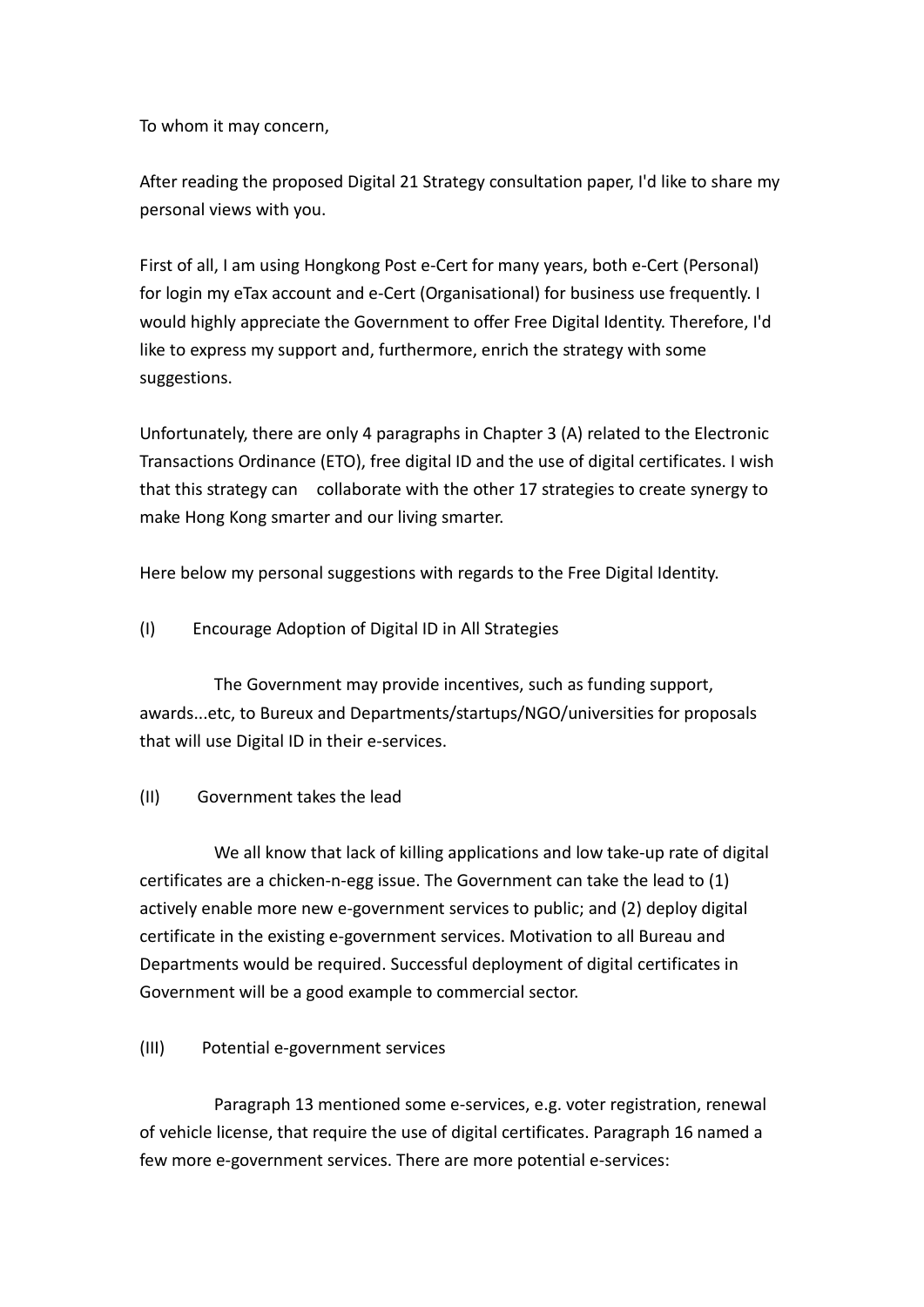To whom it may concern,

After reading the proposed Digital 21 Strategy consultation paper, I'd like to share my personal views with you.

First of all, I am using Hongkong Post e-Cert for many years, both e-Cert (Personal) for login my eTax account and e-Cert (Organisational) for business use frequently. I would highly appreciate the Government to offer Free Digital Identity. Therefore, I'd like to express my support and, furthermore, enrich the strategy with some suggestions.

Unfortunately, there are only 4 paragraphs in Chapter 3 (A) related to the Electronic Transactions Ordinance (ETO), free digital ID and the use of digital certificates. I wish that this strategy can collaborate with the other 17 strategies to create synergy to make Hong Kong smarter and our living smarter.

Here below my personal suggestions with regards to the Free Digital Identity.

(I) Encourage Adoption of Digital ID in All Strategies

The Government may provide incentives, such as funding support, awards...etc, to Bureux and Departments/startups/NGO/universities for proposals that will use Digital ID in their e-services.

(II) Government takes the lead

We all know that lack of killing applications and low take-up rate of digital certificates are a chicken-n-egg issue. The Government can take the lead to (1) actively enable more new e-government services to public; and (2) deploy digital certificate in the existing e-government services. Motivation to all Bureau and Departments would be required. Successful deployment of digital certificates in Government will be a good example to commercial sector.

(III) Potential e-government services

Paragraph 13 mentioned some e-services, e.g. voter registration, renewal of vehicle license, that require the use of digital certificates. Paragraph 16 named a few more e-government services. There are more potential e-services: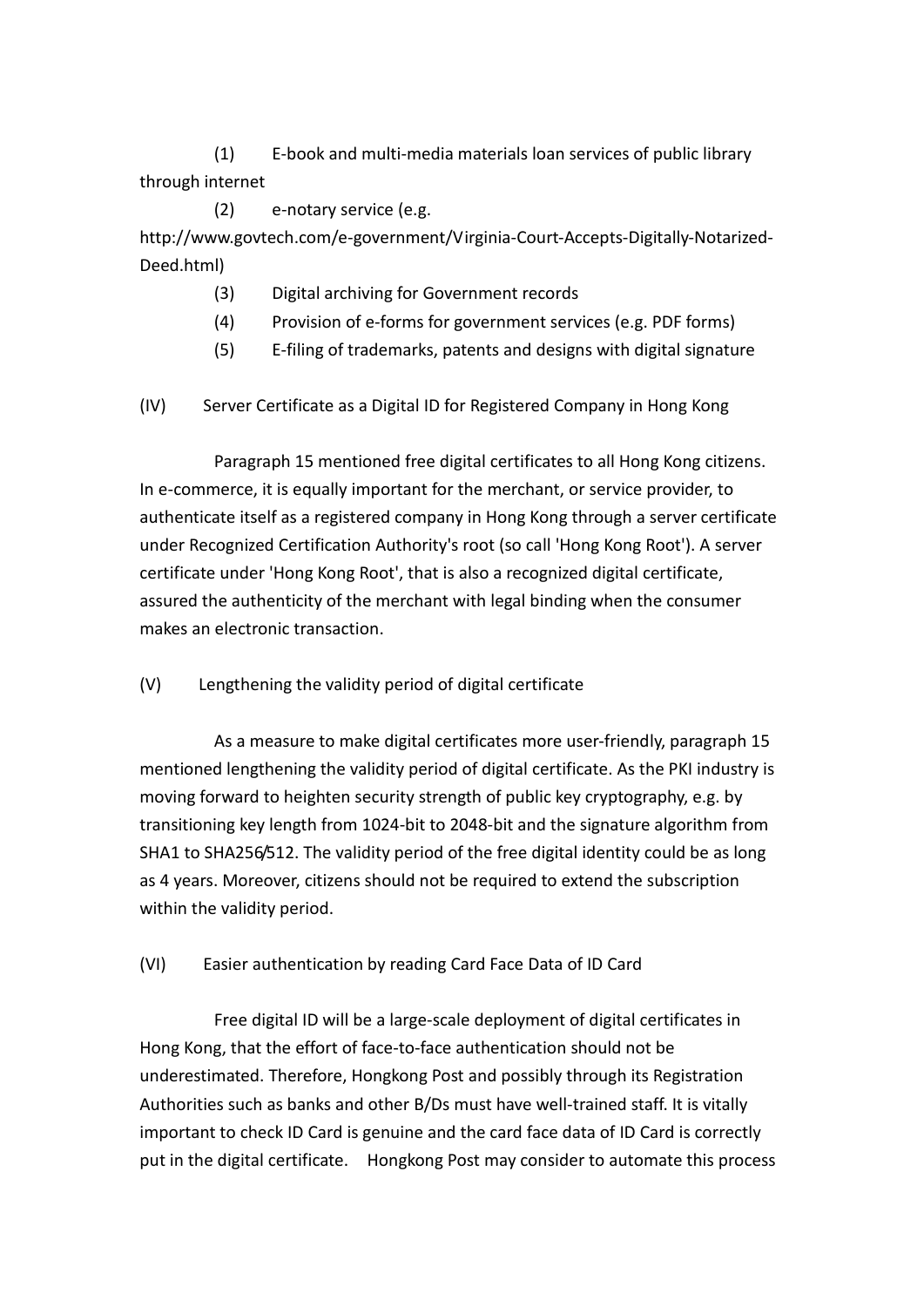(1) E-book and multi-media materials loan services of public library through internet

(2) e-notary service (e.g. http://www.govtech.com/e-government/Virginia-Court-Accepts-Digitally-Notarized-Deed.html)

(3) Digital archiving for Government records

(4) Provision of e-forms for government services (e.g. PDF forms)

(5) E-filing of trademarks, patents and designs with digital signature

(IV) Server Certificate as a Digital ID for Registered Company in Hong Kong

Paragraph 15 mentioned free digital certificates to all Hong Kong citizens. In e-commerce, it is equally important for the merchant, or service provider, to authenticate itself as a registered company in Hong Kong through a server certificate under Recognized Certification Authority's root (so call 'Hong Kong Root'). A server certificate under 'Hong Kong Root', that is also a recognized digital certificate, assured the authenticity of the merchant with legal binding when the consumer makes an electronic transaction.

(V) Lengthening the validity period of digital certificate

As a measure to make digital certificates more user-friendly, paragraph 15 mentioned lengthening the validity period of digital certificate. As the PKI industry is moving forward to heighten security strength of public key cryptography, e.g. by transitioning key length from 1024-bit to 2048-bit and the signature algorithm from SHA1 to SHA256/512. The validity period of the free digital identity could be as long as 4 years. Moreover, citizens should not be required to extend the subscription within the validity period.

(VI) Easier authentication by reading Card Face Data of ID Card

Free digital ID will be a large-scale deployment of digital certificates in Hong Kong, that the effort of face-to-face authentication should not be underestimated. Therefore, Hongkong Post and possibly through its Registration Authorities such as banks and other B/Ds must have well-trained staff. It is vitally important to check ID Card is genuine and the card face data of ID Card is correctly put in the digital certificate. Hongkong Post may consider to automate this process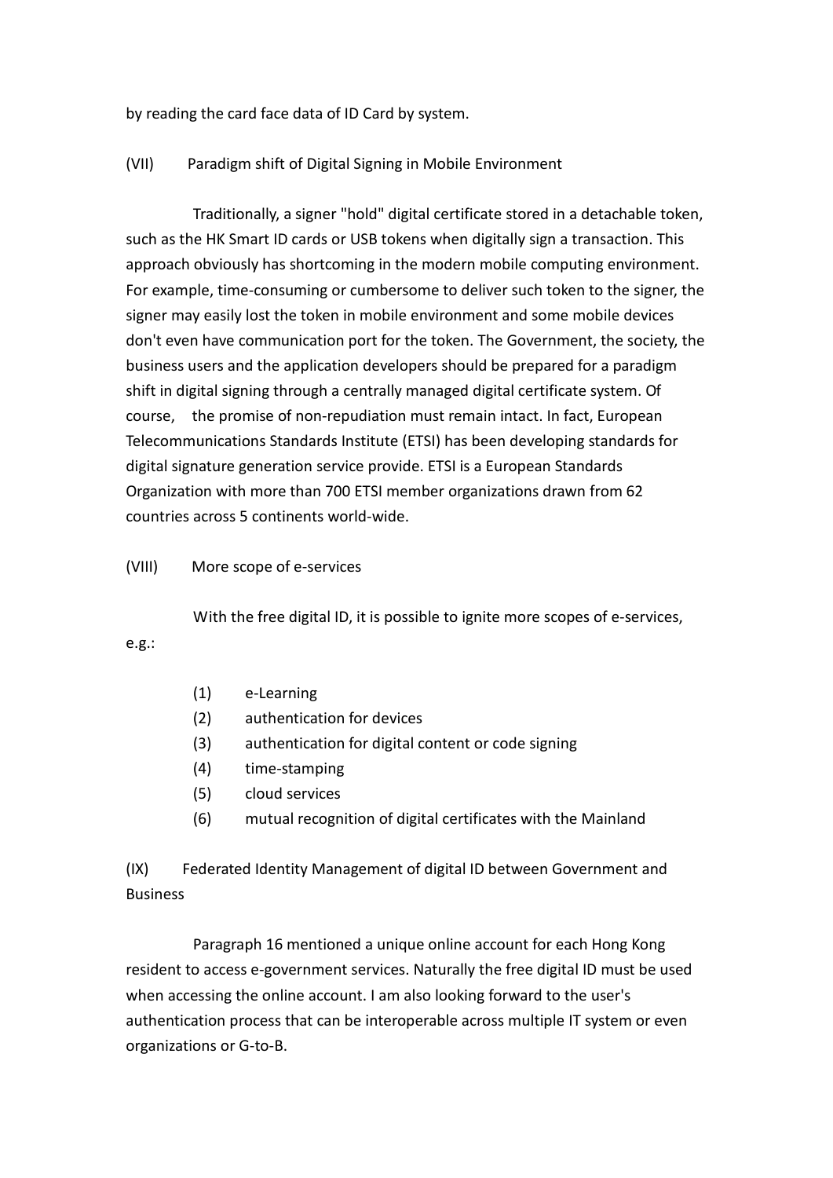by reading the card face data of ID Card by system.

(VII) Paradigm shift of Digital Signing in Mobile Environment

Traditionally, a signer "hold" digital certificate stored in a detachable token, such as the HK Smart ID cards or USB tokens when digitally sign a transaction. This approach obviously has shortcoming in the modern mobile computing environment. For example, time-consuming or cumbersome to deliver such token to the signer, the signer may easily lost the token in mobile environment and some mobile devices don't even have communication port for the token. The Government, the society, the business users and the application developers should be prepared for a paradigm shift in digital signing through a centrally managed digital certificate system. Of course, the promise of non-repudiation must remain intact. In fact, European Telecommunications Standards Institute (ETSI) has been developing standards for digital signature generation service provide. ETSI is a European Standards Organization with more than 700 ETSI member organizations drawn from 62 countries across 5 continents world-wide.

(VIII) More scope of e-services

With the free digital ID, it is possible to ignite more scopes of e-services, e.g.:

(1) e-Learning
(2) authentication for devices
(3) authentication for digital content or code signing
(4) time-stamping
(5) cloud services
(6) mutual recognition of digital certificates with the Mainland

(IX) Federated Identity Management of digital ID between Government and Business

Paragraph 16 mentioned a unique online account for each Hong Kong resident to access e-government services. Naturally the free digital ID must be used when accessing the online account. I am also looking forward to the user's authentication process that can be interoperable across multiple IT system or even organizations or G-to-B.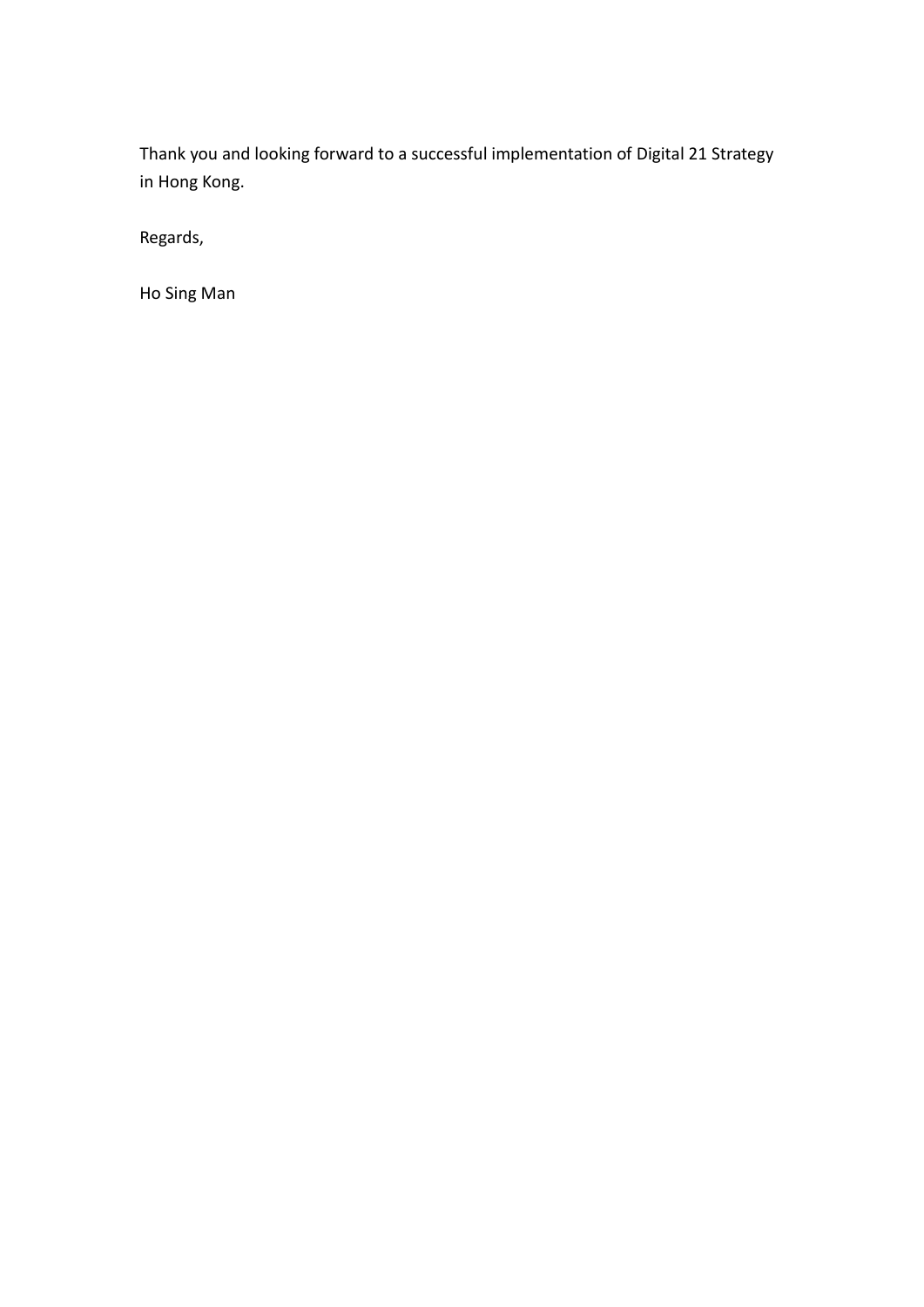Thank you and looking forward to a successful implementation of Digital 21 Strategy in Hong Kong.

Regards,

Ho Sing Man